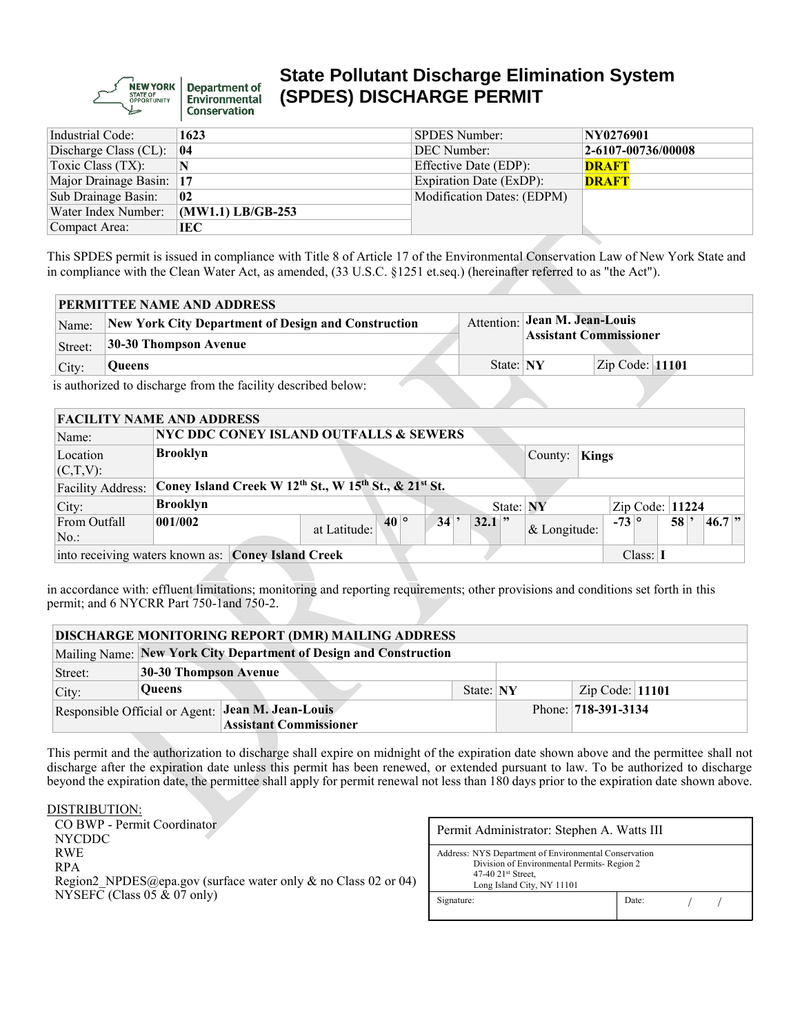# State Pollutant Discharge Elimination System (SPDES) DISCHARGE PERMIT

| Industrial Code: | **1623** | SPDES Number: | **NY0276901** |
|---|---|---|---|
| Discharge Class (CL): | **04** | DEC Number: | **2-6107-00736/00008** |
| Toxic Class (TX): | **N** | Effective Date (EDP): | **DRAFT** |
| Major Drainage Basin: | **17** | Expiration Date (ExDP): | **DRAFT** |
| Sub Drainage Basin: | **02** | Modification Dates: (EDPM) | |
| Water Index Number: | **(MW1.1) LB/GB-253** | | |
| Compact Area: | **IEC** | | |

This SPDES permit is issued in compliance with Title 8 of Article 17 of the Environmental Conservation Law of New York State and in compliance with the Clean Water Act, as amended, (33 U.S.C. §1251 et.seq.) (hereinafter referred to as "the Act").

| PERMITTEE NAME AND ADDRESS | | | | | |
|---|---|---|---|---|---|
| Name: | **New York City Department of Design and Construction** | Attention: | **Jean M. Jean-Louis** **Assistant Commissioner** | | |
| Street: | **30-30 Thompson Avenue** | | | | |
| City: | **Queens** | State: | **NY** | Zip Code: | **11101** |

is authorized to discharge from the facility described below:

| FACILITY NAME AND ADDRESS | | | | | | | | | | | |
|---|---|---|---|---|---|---|---|---|---|---|---|
| Name: | **NYC DDC CONEY ISLAND OUTFALLS & SEWERS** | | | | | | | | | | |
| Location (C,T,V): | **Brooklyn** | | | | | County: | **Kings** | | | | |
| Facility Address: | **Coney Island Creek W 12th St., W 15th St., & 21st St.** | | | | | | | | | | |
| City: | **Brooklyn** | | | | | State: | **NY** | | Zip Code: | **11224** | |
| From Outfall No.: | **001/002** | at Latitude: | **40** ° | **34** ' | **32.1** " | & Longitude: | | **-73** ° | **58** ' | **46.7** " | |
| into receiving waters known as: | **Coney Island Creek** | | | | | | | | Class: | **I** | |

in accordance with: effluent limitations; monitoring and reporting requirements; other provisions and conditions set forth in this permit; and 6 NYCRR Part 750-1and 750-2.

| DISCHARGE MONITORING REPORT (DMR) MAILING ADDRESS | | | | | |
|---|---|---|---|---|---|
| Mailing Name: | **New York City Department of Design and Construction** | | | | |
| Street: | **30-30 Thompson Avenue** | | | | |
| City: | **Queens** | State: | **NY** | Zip Code: | **11101** |
| Responsible Official or Agent: | **Jean M. Jean-Louis** **Assistant Commissioner** | | | Phone: | **718-391-3134** |

This permit and the authorization to discharge shall expire on midnight of the expiration date shown above and the permittee shall not discharge after the expiration date unless this permit has been renewed, or extended pursuant to law. To be authorized to discharge beyond the expiration date, the permittee shall apply for permit renewal not less than 180 days prior to the expiration date shown above.

DISTRIBUTION:

- CO BWP - Permit Coordinator
- NYCDDC
- RWE
- RPA
- Region2_NPDES@epa.gov (surface water only & no Class 02 or 04)
- NYSEFC (Class 05 & 07 only)

| Permit Administrator: Stephen A. Watts III | |
|---|---|
| Address: NYS Department of Environmental Conservation, Division of Environmental Permits- Region 2, 47-40 21st Street, Long Island City, NY 11101 | |
| Signature: | Date: / / |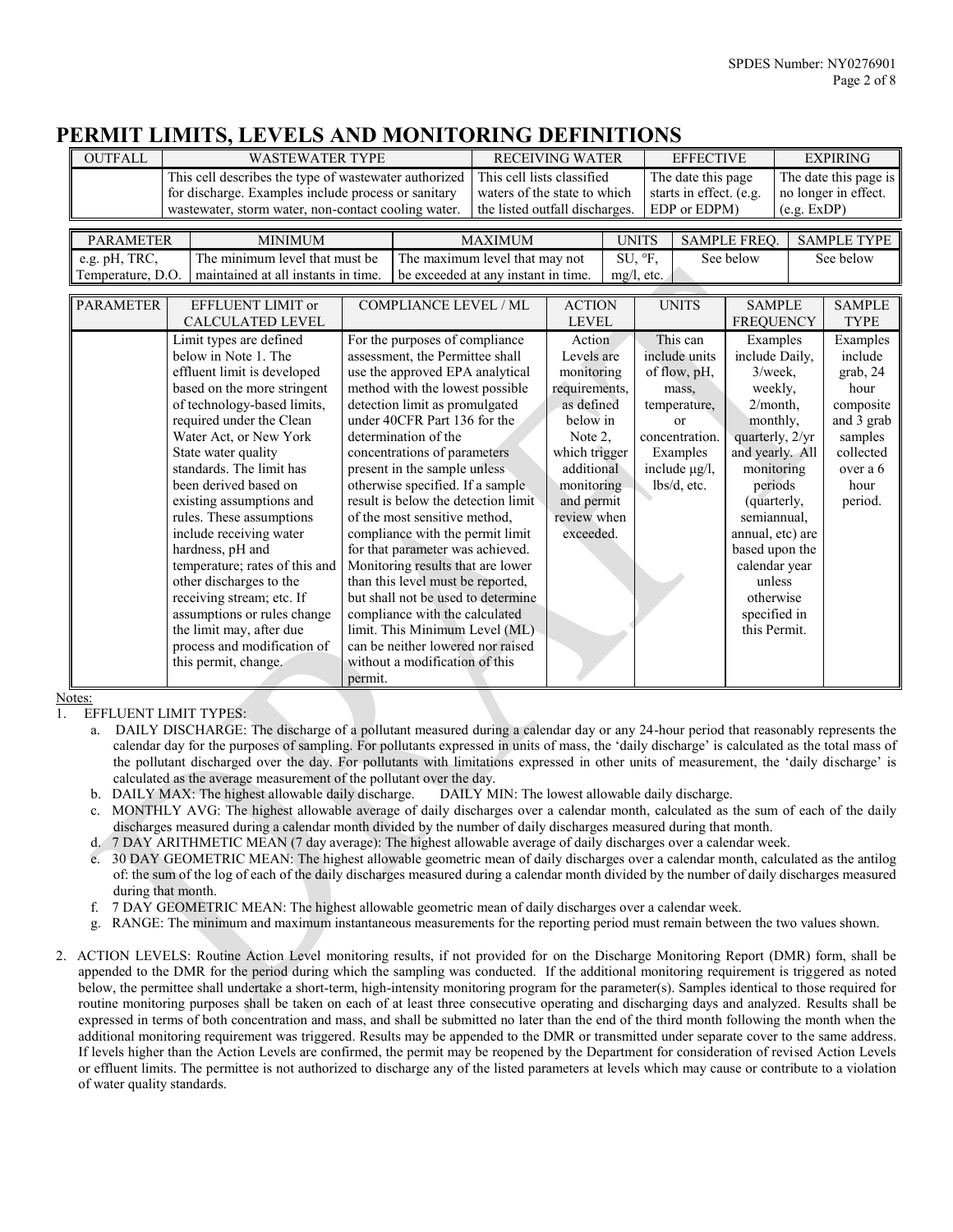# PERMIT LIMITS, LEVELS AND MONITORING DEFINITIONS

| OUTFALL | WASTEWATER TYPE | RECEIVING WATER | EFFECTIVE | EXPIRING |
|---|---|---|---|---|
| | This cell describes the type of wastewater authorized for discharge. Examples include process or sanitary wastewater, storm water, non-contact cooling water. | This cell lists classified waters of the state to which the listed outfall discharges. | The date this page starts in effect. (e.g. EDP or EDPM) | The date this page is no longer in effect. (e.g. ExDP) |

| PARAMETER | MINIMUM | MAXIMUM | UNITS | SAMPLE FREQ. | SAMPLE TYPE |
|---|---|---|---|---|---|
| e.g. pH, TRC, Temperature, D.O. | The minimum level that must be maintained at all instants in time. | The maximum level that may not be exceeded at any instant in time. | SU, °F, mg/l, etc. | See below | See below |

| PARAMETER | EFFLUENT LIMIT or CALCULATED LEVEL | COMPLIANCE LEVEL / ML | ACTION LEVEL | UNITS | SAMPLE FREQUENCY | SAMPLE TYPE |
|---|---|---|---|---|---|---|
| | Limit types are defined below in Note 1. The effluent limit is developed based on the more stringent of technology-based limits, required under the Clean Water Act, or New York State water quality standards. The limit has been derived based on existing assumptions and rules. These assumptions include receiving water hardness, pH and temperature; rates of this and other discharges to the receiving stream; etc. If assumptions or rules change the limit may, after due process and modification of this permit, change. | For the purposes of compliance assessment, the Permittee shall use the approved EPA analytical method with the lowest possible detection limit as promulgated under 40CFR Part 136 for the determination of the concentrations of parameters present in the sample unless otherwise specified. If a sample result is below the detection limit of the most sensitive method, compliance with the permit limit for that parameter was achieved. Monitoring results that are lower than this level must be reported, but shall not be used to determine compliance with the calculated limit. This Minimum Level (ML) can be neither lowered nor raised without a modification of this permit. | Action Levels are monitoring requirements, as defined below in Note 2, which trigger additional monitoring and permit review when exceeded. | This can include units of flow, pH, mass, temperature, or concentration. Examples include µg/l, lbs/d, etc. | Examples include Daily, 3/week, weekly, 2/month, monthly, quarterly, 2/yr and yearly. All monitoring periods (quarterly, semiannual, annual, etc) are based upon the calendar year unless otherwise specified in this Permit. | Examples include grab, 24 hour composite and 3 grab samples collected over a 6 hour period. |

Notes:

1. EFFLUENT LIMIT TYPES:
   a. DAILY DISCHARGE: The discharge of a pollutant measured during a calendar day or any 24-hour period that reasonably represents the calendar day for the purposes of sampling. For pollutants expressed in units of mass, the 'daily discharge' is calculated as the total mass of the pollutant discharged over the day. For pollutants with limitations expressed in other units of measurement, the 'daily discharge' is calculated as the average measurement of the pollutant over the day.
   b. DAILY MAX: The highest allowable daily discharge. DAILY MIN: The lowest allowable daily discharge.
   c. MONTHLY AVG: The highest allowable average of daily discharges over a calendar month, calculated as the sum of each of the daily discharges measured during a calendar month divided by the number of daily discharges measured during that month.
   d. 7 DAY ARITHMETIC MEAN (7 day average): The highest allowable average of daily discharges over a calendar week.
   e. 30 DAY GEOMETRIC MEAN: The highest allowable geometric mean of daily discharges over a calendar month, calculated as the antilog of: the sum of the log of each of the daily discharges measured during a calendar month divided by the number of daily discharges measured during that month.
   f. 7 DAY GEOMETRIC MEAN: The highest allowable geometric mean of daily discharges over a calendar week.
   g. RANGE: The minimum and maximum instantaneous measurements for the reporting period must remain between the two values shown.

2. ACTION LEVELS: Routine Action Level monitoring results, if not provided for on the Discharge Monitoring Report (DMR) form, shall be appended to the DMR for the period during which the sampling was conducted. If the additional monitoring requirement is triggered as noted below, the permittee shall undertake a short-term, high-intensity monitoring program for the parameter(s). Samples identical to those required for routine monitoring purposes shall be taken on each of at least three consecutive operating and discharging days and analyzed. Results shall be expressed in terms of both concentration and mass, and shall be submitted no later than the end of the third month following the month when the additional monitoring requirement was triggered. Results may be appended to the DMR or transmitted under separate cover to the same address. If levels higher than the Action Levels are confirmed, the permit may be reopened by the Department for consideration of revised Action Levels or effluent limits. The permittee is not authorized to discharge any of the listed parameters at levels which may cause or contribute to a violation of water quality standards.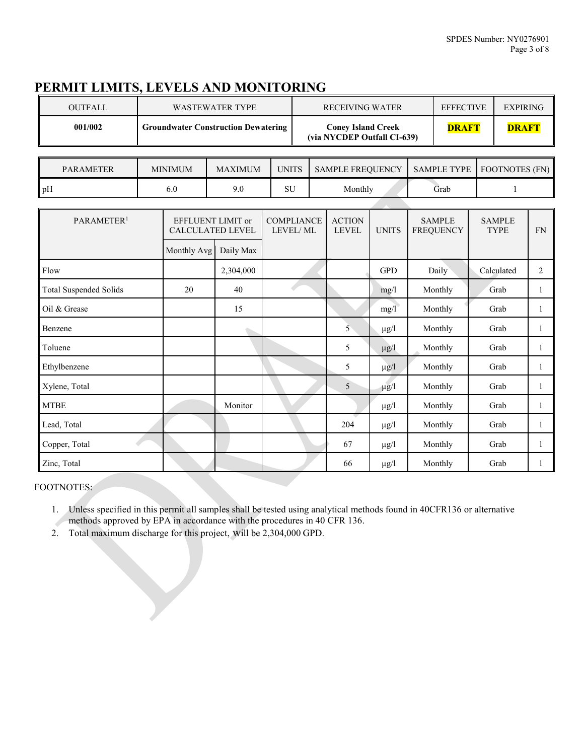# PERMIT LIMITS, LEVELS AND MONITORING

| OUTFALL | WASTEWATER TYPE | RECEIVING WATER | EFFECTIVE | EXPIRING |
|---|---|---|---|---|
| **001/002** | **Groundwater Construction Dewatering** | **Coney Island Creek (via NYCDEP Outfall CI-639)** | **DRAFT** | **DRAFT** |

| PARAMETER | MINIMUM | MAXIMUM | UNITS | SAMPLE FREQUENCY | SAMPLE TYPE | FOOTNOTES (FN) |
|---|---|---|---|---|---|---|
| pH | 6.0 | 9.0 | SU | Monthly | Grab | 1 |

| PARAMETER[1] | EFFLUENT LIMIT or CALCULATED LEVEL | | COMPLIANCE LEVEL/ ML | ACTION LEVEL | UNITS | SAMPLE FREQUENCY | SAMPLE TYPE | FN |
|---|---|---|---|---|---|---|---|---|
| | Monthly Avg | Daily Max | | | | | | |
| Flow | | 2,304,000 | | | GPD | Daily | Calculated | 2 |
| Total Suspended Solids | 20 | 40 | | | mg/l | Monthly | Grab | 1 |
| Oil & Grease | | 15 | | | mg/l | Monthly | Grab | 1 |
| Benzene | | | | 5 | µg/l | Monthly | Grab | 1 |
| Toluene | | | | 5 | µg/l | Monthly | Grab | 1 |
| Ethylbenzene | | | | 5 | µg/l | Monthly | Grab | 1 |
| Xylene, Total | | | | 5 | µg/l | Monthly | Grab | 1 |
| MTBE | | Monitor | | | µg/l | Monthly | Grab | 1 |
| Lead, Total | | | | 204 | µg/l | Monthly | Grab | 1 |
| Copper, Total | | | | 67 | µg/l | Monthly | Grab | 1 |
| Zinc, Total | | | | 66 | µg/l | Monthly | Grab | 1 |

FOOTNOTES:

1. Unless specified in this permit all samples shall be tested using analytical methods found in 40CFR136 or alternative methods approved by EPA in accordance with the procedures in 40 CFR 136.
2. Total maximum discharge for this project, will be 2,304,000 GPD.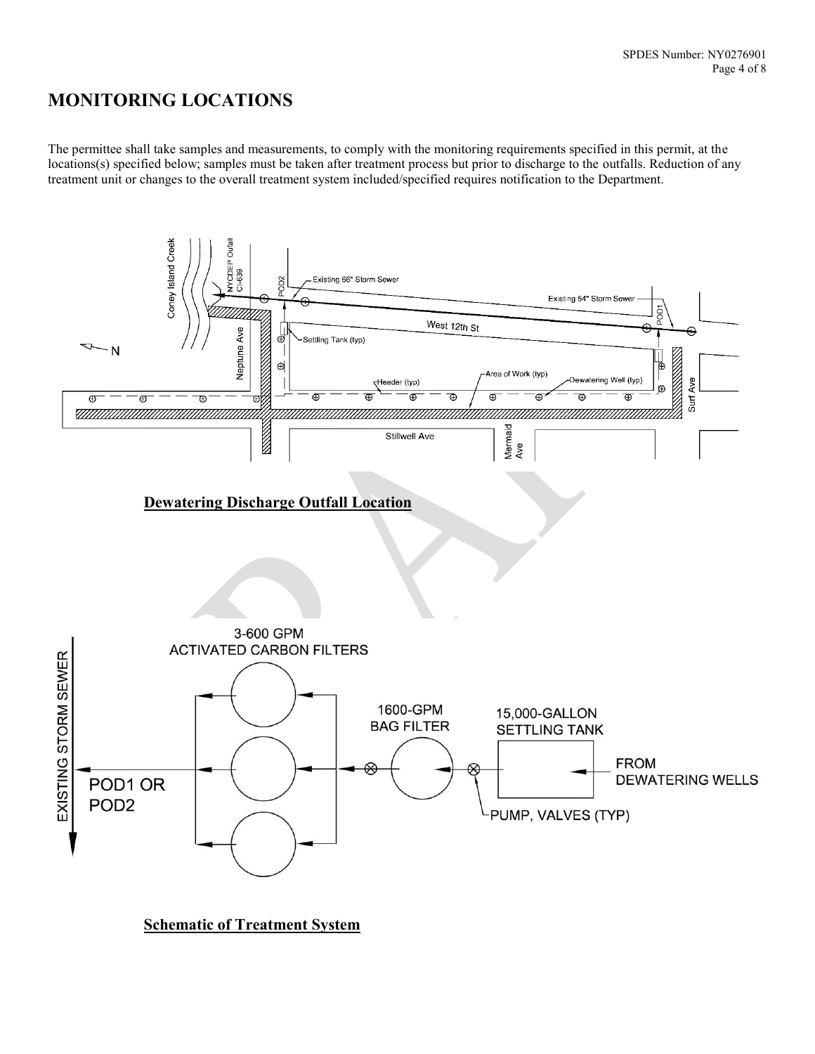# MONITORING LOCATIONS

The permittee shall take samples and measurements, to comply with the monitoring requirements specified in this permit, at the locations(s) specified below; samples must be taken after treatment process but prior to discharge to the outfalls. Reduction of any treatment unit or changes to the overall treatment system included/specified requires notification to the Department.

**Dewatering Discharge Outfall Location**

**Schematic of Treatment System**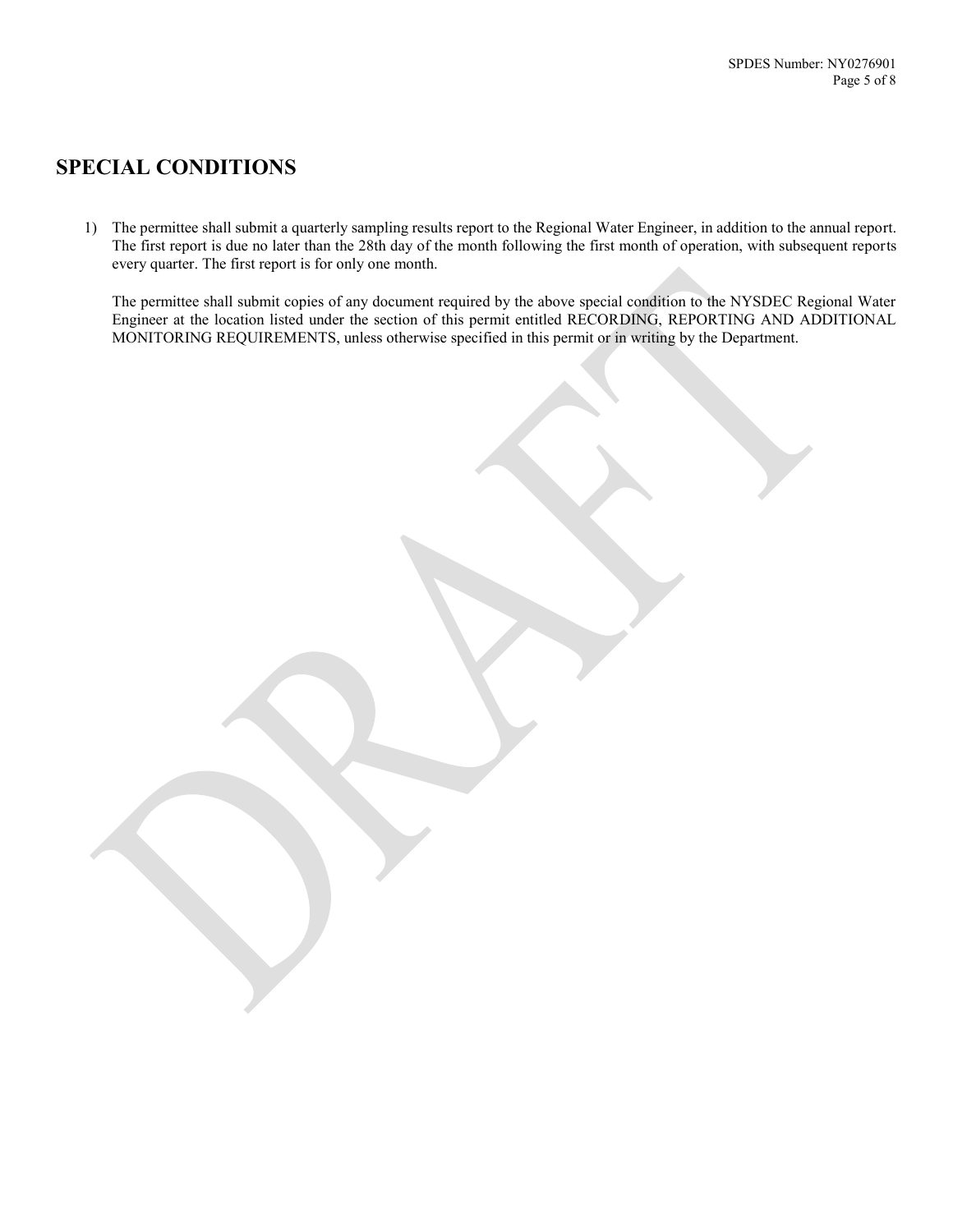# SPECIAL CONDITIONS

1) The permittee shall submit a quarterly sampling results report to the Regional Water Engineer, in addition to the annual report. The first report is due no later than the 28th day of the month following the first month of operation, with subsequent reports every quarter. The first report is for only one month.

   The permittee shall submit copies of any document required by the above special condition to the NYSDEC Regional Water Engineer at the location listed under the section of this permit entitled RECORDING, REPORTING AND ADDITIONAL MONITORING REQUIREMENTS, unless otherwise specified in this permit or in writing by the Department.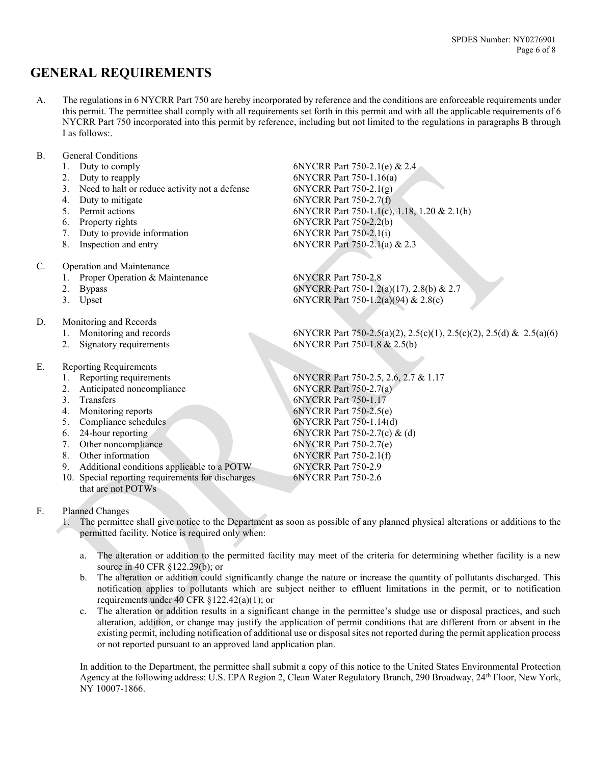# GENERAL REQUIREMENTS

A. The regulations in 6 NYCRR Part 750 are hereby incorporated by reference and the conditions are enforceable requirements under this permit. The permittee shall comply with all requirements set forth in this permit and with all the applicable requirements of 6 NYCRR Part 750 incorporated into this permit by reference, including but not limited to the regulations in paragraphs B through I as follows:.

B. General Conditions

| | |
|---|---|
| 1. Duty to comply | 6NYCRR Part 750-2.1(e) & 2.4 |
| 2. Duty to reapply | 6NYCRR Part 750-1.16(a) |
| 3. Need to halt or reduce activity not a defense | 6NYCRR Part 750-2.1(g) |
| 4. Duty to mitigate | 6NYCRR Part 750-2.7(f) |
| 5. Permit actions | 6NYCRR Part 750-1.1(c), 1.18, 1.20 & 2.1(h) |
| 6. Property rights | 6NYCRR Part 750-2.2(b) |
| 7. Duty to provide information | 6NYCRR Part 750-2.1(i) |
| 8. Inspection and entry | 6NYCRR Part 750-2.1(a) & 2.3 |

C. Operation and Maintenance

| | |
|---|---|
| 1. Proper Operation & Maintenance | 6NYCRR Part 750-2.8 |
| 2. Bypass | 6NYCRR Part 750-1.2(a)(17), 2.8(b) & 2.7 |
| 3. Upset | 6NYCRR Part 750-1.2(a)(94) & 2.8(c) |

D. Monitoring and Records

| | |
|---|---|
| 1. Monitoring and records | 6NYCRR Part 750-2.5(a)(2), 2.5(c)(1), 2.5(c)(2), 2.5(d) & 2.5(a)(6) |
| 2. Signatory requirements | 6NYCRR Part 750-1.8 & 2.5(b) |

E. Reporting Requirements

| | |
|---|---|
| 1. Reporting requirements | 6NYCRR Part 750-2.5, 2.6, 2.7 & 1.17 |
| 2. Anticipated noncompliance | 6NYCRR Part 750-2.7(a) |
| 3. Transfers | 6NYCRR Part 750-1.17 |
| 4. Monitoring reports | 6NYCRR Part 750-2.5(e) |
| 5. Compliance schedules | 6NYCRR Part 750-1.14(d) |
| 6. 24-hour reporting | 6NYCRR Part 750-2.7(c) & (d) |
| 7. Other noncompliance | 6NYCRR Part 750-2.7(e) |
| 8. Other information | 6NYCRR Part 750-2.1(f) |
| 9. Additional conditions applicable to a POTW | 6NYCRR Part 750-2.9 |
| 10. Special reporting requirements for discharges that are not POTWs | 6NYCRR Part 750-2.6 |

F. Planned Changes

1. The permittee shall give notice to the Department as soon as possible of any planned physical alterations or additions to the permitted facility. Notice is required only when:

   a. The alteration or addition to the permitted facility may meet of the criteria for determining whether facility is a new source in 40 CFR §122.29(b); or
   b. The alteration or addition could significantly change the nature or increase the quantity of pollutants discharged. This notification applies to pollutants which are subject neither to effluent limitations in the permit, or to notification requirements under 40 CFR §122.42(a)(1); or
   c. The alteration or addition results in a significant change in the permittee's sludge use or disposal practices, and such alteration, addition, or change may justify the application of permit conditions that are different from or absent in the existing permit, including notification of additional use or disposal sites not reported during the permit application process or not reported pursuant to an approved land application plan.

   In addition to the Department, the permittee shall submit a copy of this notice to the United States Environmental Protection Agency at the following address: U.S. EPA Region 2, Clean Water Regulatory Branch, 290 Broadway, 24th Floor, New York, NY 10007-1866.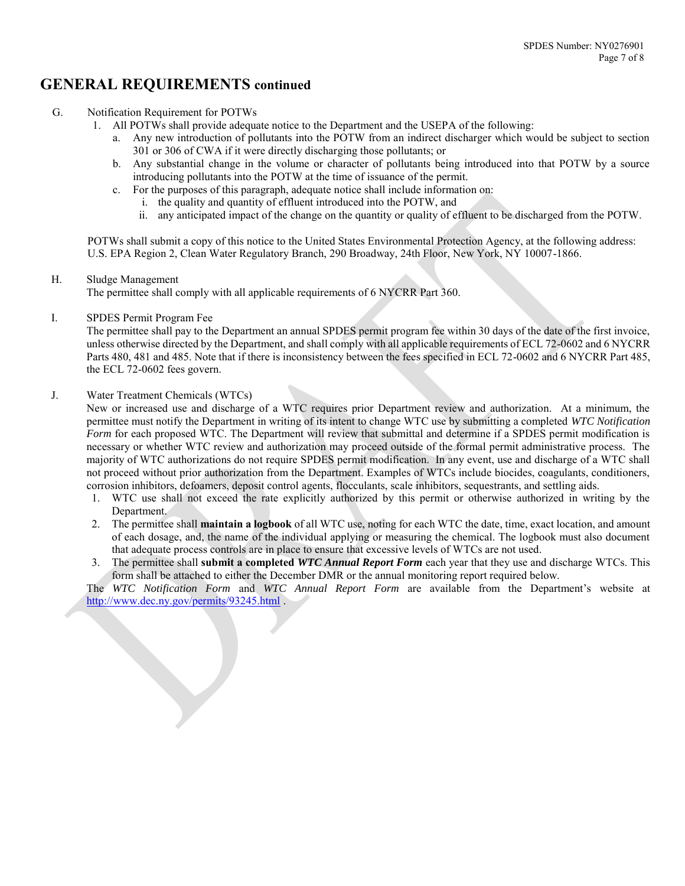# GENERAL REQUIREMENTS continued

G. Notification Requirement for POTWs

1. All POTWs shall provide adequate notice to the Department and the USEPA of the following:
   a. Any new introduction of pollutants into the POTW from an indirect discharger which would be subject to section 301 or 306 of CWA if it were directly discharging those pollutants; or
   b. Any substantial change in the volume or character of pollutants being introduced into that POTW by a source introducing pollutants into the POTW at the time of issuance of the permit.
   c. For the purposes of this paragraph, adequate notice shall include information on:
      i. the quality and quantity of effluent introduced into the POTW, and
      ii. any anticipated impact of the change on the quantity or quality of effluent to be discharged from the POTW.

POTWs shall submit a copy of this notice to the United States Environmental Protection Agency, at the following address: U.S. EPA Region 2, Clean Water Regulatory Branch, 290 Broadway, 24th Floor, New York, NY 10007-1866.

H. Sludge Management

The permittee shall comply with all applicable requirements of 6 NYCRR Part 360.

I. SPDES Permit Program Fee

The permittee shall pay to the Department an annual SPDES permit program fee within 30 days of the date of the first invoice, unless otherwise directed by the Department, and shall comply with all applicable requirements of ECL 72-0602 and 6 NYCRR Parts 480, 481 and 485. Note that if there is inconsistency between the fees specified in ECL 72-0602 and 6 NYCRR Part 485, the ECL 72-0602 fees govern.

J. Water Treatment Chemicals (WTCs)

New or increased use and discharge of a WTC requires prior Department review and authorization. At a minimum, the permittee must notify the Department in writing of its intent to change WTC use by submitting a completed *WTC Notification Form* for each proposed WTC. The Department will review that submittal and determine if a SPDES permit modification is necessary or whether WTC review and authorization may proceed outside of the formal permit administrative process. The majority of WTC authorizations do not require SPDES permit modification. In any event, use and discharge of a WTC shall not proceed without prior authorization from the Department. Examples of WTCs include biocides, coagulants, conditioners, corrosion inhibitors, defoamers, deposit control agents, flocculants, scale inhibitors, sequestrants, and settling aids.

1. WTC use shall not exceed the rate explicitly authorized by this permit or otherwise authorized in writing by the Department.
2. The permittee shall **maintain a logbook** of all WTC use, noting for each WTC the date, time, exact location, and amount of each dosage, and, the name of the individual applying or measuring the chemical. The logbook must also document that adequate process controls are in place to ensure that excessive levels of WTCs are not used.
3. The permittee shall **submit a completed *WTC Annual Report Form*** each year that they use and discharge WTCs. This form shall be attached to either the December DMR or the annual monitoring report required below.

The *WTC Notification Form* and *WTC Annual Report Form* are available from the Department's website at http://www.dec.ny.gov/permits/93245.html .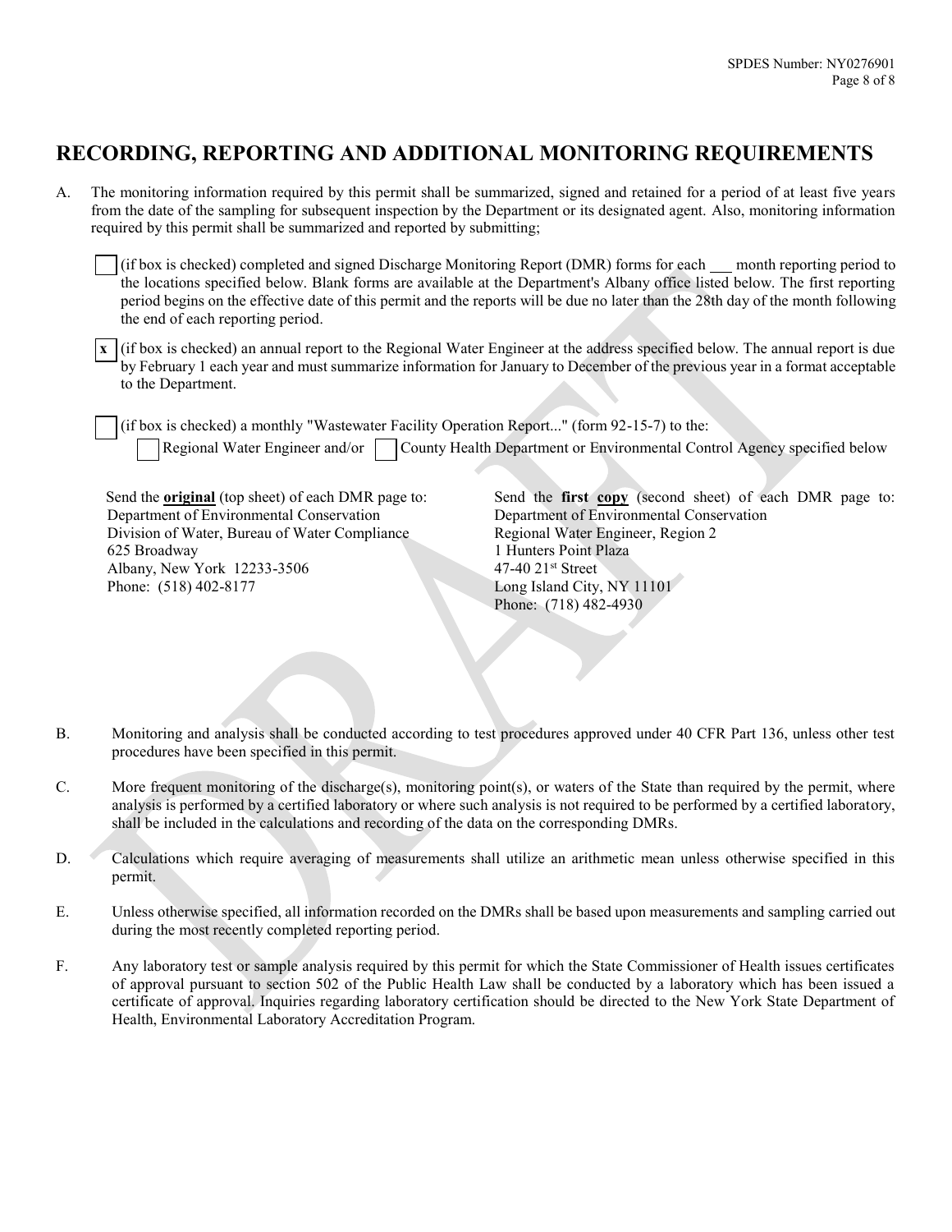# RECORDING, REPORTING AND ADDITIONAL MONITORING REQUIREMENTS

A. The monitoring information required by this permit shall be summarized, signed and retained for a period of at least five years from the date of the sampling for subsequent inspection by the Department or its designated agent. Also, monitoring information required by this permit shall be summarized and reported by submitting;

☐ (if box is checked) completed and signed Discharge Monitoring Report (DMR) forms for each ___ month reporting period to the locations specified below. Blank forms are available at the Department's Albany office listed below. The first reporting period begins on the effective date of this permit and the reports will be due no later than the 28th day of the month following the end of each reporting period.

☒ (if box is checked) an annual report to the Regional Water Engineer at the address specified below. The annual report is due by February 1 each year and must summarize information for January to December of the previous year in a format acceptable to the Department.

☐ (if box is checked) a monthly "Wastewater Facility Operation Report..." (form 92-15-7) to the:

☐ Regional Water Engineer and/or ☐ County Health Department or Environmental Control Agency specified below

Send the **original** (top sheet) of each DMR page to:
Department of Environmental Conservation
Division of Water, Bureau of Water Compliance
625 Broadway
Albany, New York 12233-3506
Phone: (518) 402-8177

Send the **first copy** (second sheet) of each DMR page to:
Department of Environmental Conservation
Regional Water Engineer, Region 2
1 Hunters Point Plaza
47-40 21st Street
Long Island City, NY 11101
Phone: (718) 482-4930

B. Monitoring and analysis shall be conducted according to test procedures approved under 40 CFR Part 136, unless other test procedures have been specified in this permit.

C. More frequent monitoring of the discharge(s), monitoring point(s), or waters of the State than required by the permit, where analysis is performed by a certified laboratory or where such analysis is not required to be performed by a certified laboratory, shall be included in the calculations and recording of the data on the corresponding DMRs.

D. Calculations which require averaging of measurements shall utilize an arithmetic mean unless otherwise specified in this permit.

E. Unless otherwise specified, all information recorded on the DMRs shall be based upon measurements and sampling carried out during the most recently completed reporting period.

F. Any laboratory test or sample analysis required by this permit for which the State Commissioner of Health issues certificates of approval pursuant to section 502 of the Public Health Law shall be conducted by a laboratory which has been issued a certificate of approval. Inquiries regarding laboratory certification should be directed to the New York State Department of Health, Environmental Laboratory Accreditation Program.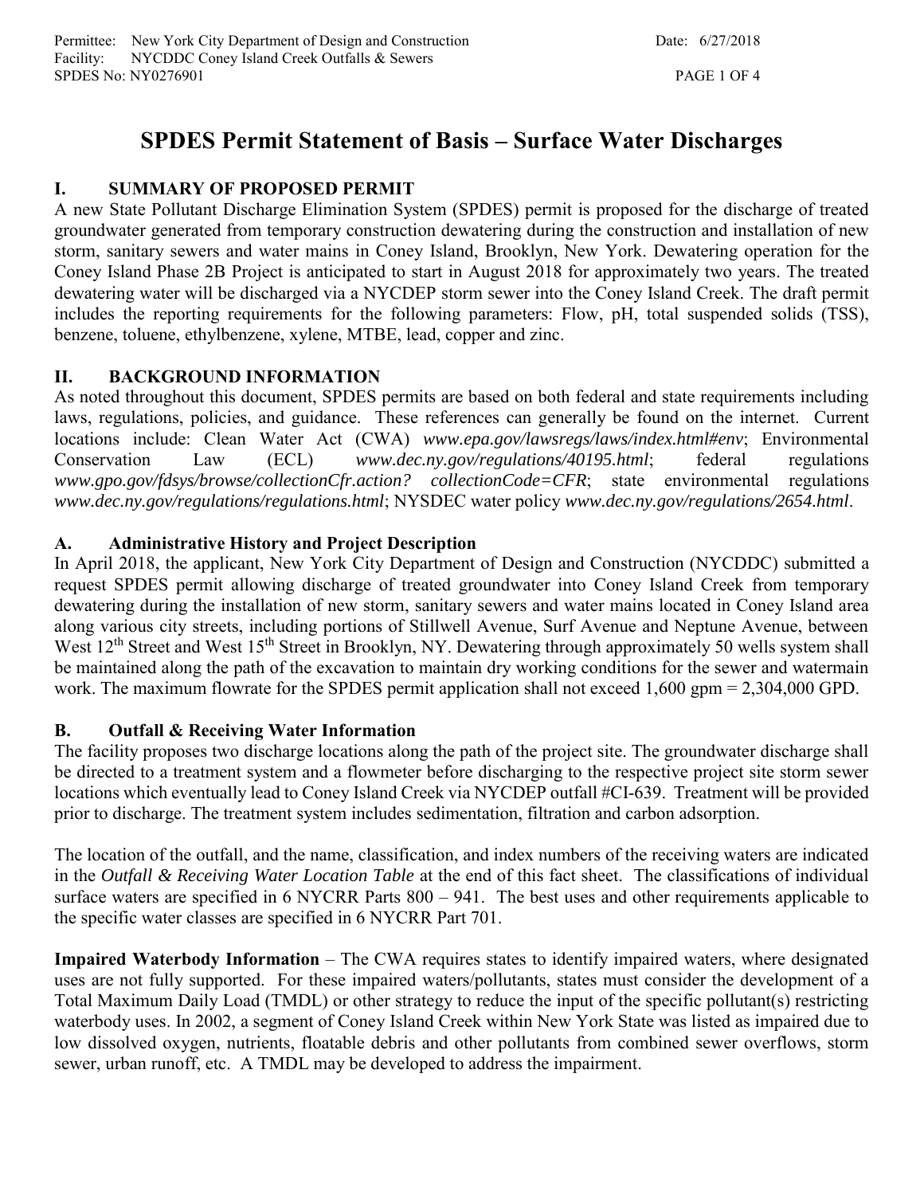# SPDES Permit Statement of Basis – Surface Water Discharges

## I. SUMMARY OF PROPOSED PERMIT

A new State Pollutant Discharge Elimination System (SPDES) permit is proposed for the discharge of treated groundwater generated from temporary construction dewatering during the construction and installation of new storm, sanitary sewers and water mains in Coney Island, Brooklyn, New York. Dewatering operation for the Coney Island Phase 2B Project is anticipated to start in August 2018 for approximately two years. The treated dewatering water will be discharged via a NYCDEP storm sewer into the Coney Island Creek. The draft permit includes the reporting requirements for the following parameters: Flow, pH, total suspended solids (TSS), benzene, toluene, ethylbenzene, xylene, MTBE, lead, copper and zinc.

## II. BACKGROUND INFORMATION

As noted throughout this document, SPDES permits are based on both federal and state requirements including laws, regulations, policies, and guidance. These references can generally be found on the internet. Current locations include: Clean Water Act (CWA) *www.epa.gov/lawsregs/laws/index.html#env*; Environmental Conservation Law (ECL) *www.dec.ny.gov/regulations/40195.html*; federal regulations *www.gpo.gov/fdsys/browse/collectionCfr.action? collectionCode=CFR*; state environmental regulations *www.dec.ny.gov/regulations/regulations.html*; NYSDEC water policy *www.dec.ny.gov/regulations/2654.html*.

### A. Administrative History and Project Description

In April 2018, the applicant, New York City Department of Design and Construction (NYCDDC) submitted a request SPDES permit allowing discharge of treated groundwater into Coney Island Creek from temporary dewatering during the installation of new storm, sanitary sewers and water mains located in Coney Island area along various city streets, including portions of Stillwell Avenue, Surf Avenue and Neptune Avenue, between West 12th Street and West 15th Street in Brooklyn, NY. Dewatering through approximately 50 wells system shall be maintained along the path of the excavation to maintain dry working conditions for the sewer and watermain work. The maximum flowrate for the SPDES permit application shall not exceed 1,600 gpm = 2,304,000 GPD.

### B. Outfall & Receiving Water Information

The facility proposes two discharge locations along the path of the project site. The groundwater discharge shall be directed to a treatment system and a flowmeter before discharging to the respective project site storm sewer locations which eventually lead to Coney Island Creek via NYCDEP outfall #CI-639. Treatment will be provided prior to discharge. The treatment system includes sedimentation, filtration and carbon adsorption.

The location of the outfall, and the name, classification, and index numbers of the receiving waters are indicated in the *Outfall & Receiving Water Location Table* at the end of this fact sheet. The classifications of individual surface waters are specified in 6 NYCRR Parts 800 – 941. The best uses and other requirements applicable to the specific water classes are specified in 6 NYCRR Part 701.

**Impaired Waterbody Information** – The CWA requires states to identify impaired waters, where designated uses are not fully supported. For these impaired waters/pollutants, states must consider the development of a Total Maximum Daily Load (TMDL) or other strategy to reduce the input of the specific pollutant(s) restricting waterbody uses. In 2002, a segment of Coney Island Creek within New York State was listed as impaired due to low dissolved oxygen, nutrients, floatable debris and other pollutants from combined sewer overflows, storm sewer, urban runoff, etc. A TMDL may be developed to address the impairment.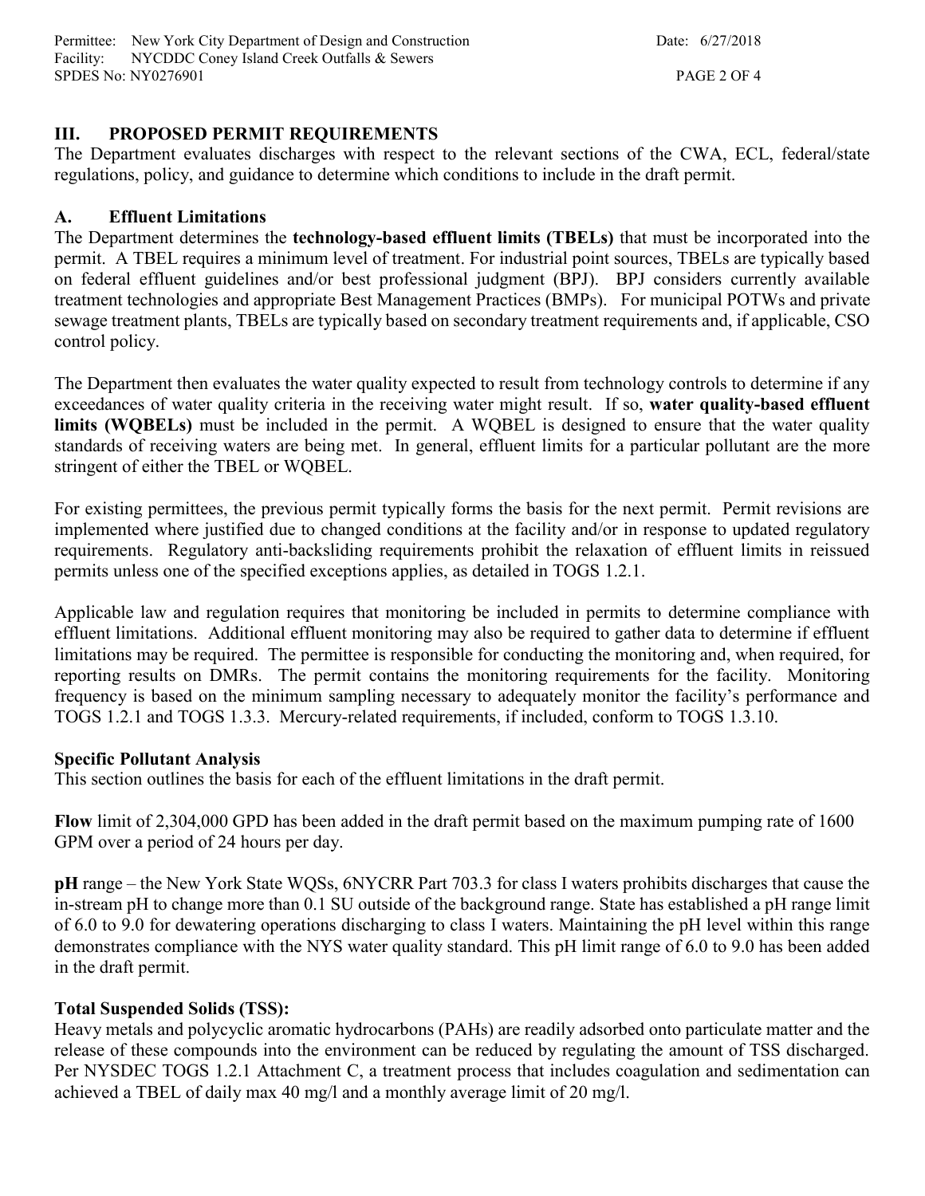## III. PROPOSED PERMIT REQUIREMENTS

The Department evaluates discharges with respect to the relevant sections of the CWA, ECL, federal/state regulations, policy, and guidance to determine which conditions to include in the draft permit.

### A. Effluent Limitations

The Department determines the **technology-based effluent limits (TBELs)** that must be incorporated into the permit. A TBEL requires a minimum level of treatment. For industrial point sources, TBELs are typically based on federal effluent guidelines and/or best professional judgment (BPJ). BPJ considers currently available treatment technologies and appropriate Best Management Practices (BMPs). For municipal POTWs and private sewage treatment plants, TBELs are typically based on secondary treatment requirements and, if applicable, CSO control policy.

The Department then evaluates the water quality expected to result from technology controls to determine if any exceedances of water quality criteria in the receiving water might result. If so, **water quality-based effluent limits (WQBELs)** must be included in the permit. A WQBEL is designed to ensure that the water quality standards of receiving waters are being met. In general, effluent limits for a particular pollutant are the more stringent of either the TBEL or WQBEL.

For existing permittees, the previous permit typically forms the basis for the next permit. Permit revisions are implemented where justified due to changed conditions at the facility and/or in response to updated regulatory requirements. Regulatory anti-backsliding requirements prohibit the relaxation of effluent limits in reissued permits unless one of the specified exceptions applies, as detailed in TOGS 1.2.1.

Applicable law and regulation requires that monitoring be included in permits to determine compliance with effluent limitations. Additional effluent monitoring may also be required to gather data to determine if effluent limitations may be required. The permittee is responsible for conducting the monitoring and, when required, for reporting results on DMRs. The permit contains the monitoring requirements for the facility. Monitoring frequency is based on the minimum sampling necessary to adequately monitor the facility's performance and TOGS 1.2.1 and TOGS 1.3.3. Mercury-related requirements, if included, conform to TOGS 1.3.10.

**Specific Pollutant Analysis**

This section outlines the basis for each of the effluent limitations in the draft permit.

**Flow** limit of 2,304,000 GPD has been added in the draft permit based on the maximum pumping rate of 1600 GPM over a period of 24 hours per day.

**pH** range – the New York State WQSs, 6NYCRR Part 703.3 for class I waters prohibits discharges that cause the in-stream pH to change more than 0.1 SU outside of the background range. State has established a pH range limit of 6.0 to 9.0 for dewatering operations discharging to class I waters. Maintaining the pH level within this range demonstrates compliance with the NYS water quality standard. This pH limit range of 6.0 to 9.0 has been added in the draft permit.

**Total Suspended Solids (TSS):**

Heavy metals and polycyclic aromatic hydrocarbons (PAHs) are readily adsorbed onto particulate matter and the release of these compounds into the environment can be reduced by regulating the amount of TSS discharged. Per NYSDEC TOGS 1.2.1 Attachment C, a treatment process that includes coagulation and sedimentation can achieved a TBEL of daily max 40 mg/l and a monthly average limit of 20 mg/l.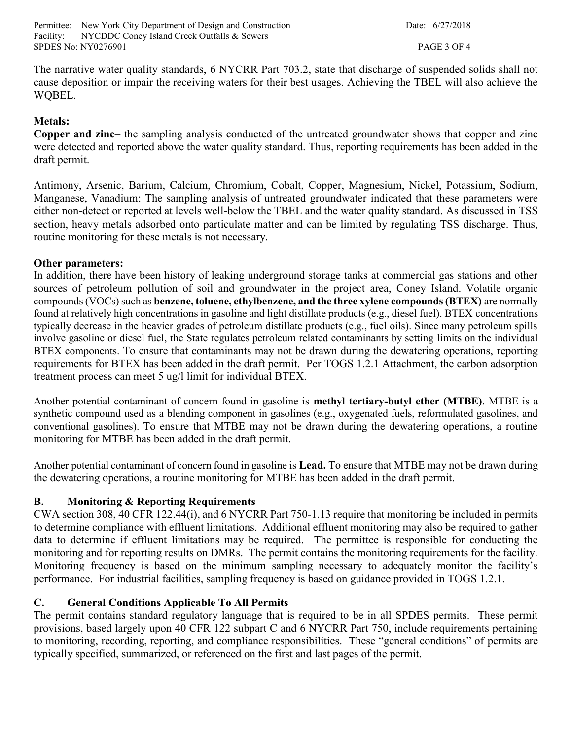The narrative water quality standards, 6 NYCRR Part 703.2, state that discharge of suspended solids shall not cause deposition or impair the receiving waters for their best usages. Achieving the TBEL will also achieve the WQBEL.

**Metals:**

**Copper and zinc**– the sampling analysis conducted of the untreated groundwater shows that copper and zinc were detected and reported above the water quality standard. Thus, reporting requirements has been added in the draft permit.

Antimony, Arsenic, Barium, Calcium, Chromium, Cobalt, Copper, Magnesium, Nickel, Potassium, Sodium, Manganese, Vanadium: The sampling analysis of untreated groundwater indicated that these parameters were either non-detect or reported at levels well-below the TBEL and the water quality standard. As discussed in TSS section, heavy metals adsorbed onto particulate matter and can be limited by regulating TSS discharge. Thus, routine monitoring for these metals is not necessary.

**Other parameters:**

In addition, there have been history of leaking underground storage tanks at commercial gas stations and other sources of petroleum pollution of soil and groundwater in the project area, Coney Island. Volatile organic compounds (VOCs) such as **benzene, toluene, ethylbenzene, and the three xylene compounds (BTEX)** are normally found at relatively high concentrations in gasoline and light distillate products (e.g., diesel fuel). BTEX concentrations typically decrease in the heavier grades of petroleum distillate products (e.g., fuel oils). Since many petroleum spills involve gasoline or diesel fuel, the State regulates petroleum related contaminants by setting limits on the individual BTEX components. To ensure that contaminants may not be drawn during the dewatering operations, reporting requirements for BTEX has been added in the draft permit. Per TOGS 1.2.1 Attachment, the carbon adsorption treatment process can meet 5 ug/l limit for individual BTEX.

Another potential contaminant of concern found in gasoline is **methyl tertiary-butyl ether (MTBE)**. MTBE is a synthetic compound used as a blending component in gasolines (e.g., oxygenated fuels, reformulated gasolines, and conventional gasolines). To ensure that MTBE may not be drawn during the dewatering operations, a routine monitoring for MTBE has been added in the draft permit.

Another potential contaminant of concern found in gasoline is **Lead.** To ensure that MTBE may not be drawn during the dewatering operations, a routine monitoring for MTBE has been added in the draft permit.

## B. Monitoring & Reporting Requirements

CWA section 308, 40 CFR 122.44(i), and 6 NYCRR Part 750-1.13 require that monitoring be included in permits to determine compliance with effluent limitations. Additional effluent monitoring may also be required to gather data to determine if effluent limitations may be required. The permittee is responsible for conducting the monitoring and for reporting results on DMRs. The permit contains the monitoring requirements for the facility. Monitoring frequency is based on the minimum sampling necessary to adequately monitor the facility's performance. For industrial facilities, sampling frequency is based on guidance provided in TOGS 1.2.1.

## C. General Conditions Applicable To All Permits

The permit contains standard regulatory language that is required to be in all SPDES permits. These permit provisions, based largely upon 40 CFR 122 subpart C and 6 NYCRR Part 750, include requirements pertaining to monitoring, recording, reporting, and compliance responsibilities. These "general conditions" of permits are typically specified, summarized, or referenced on the first and last pages of the permit.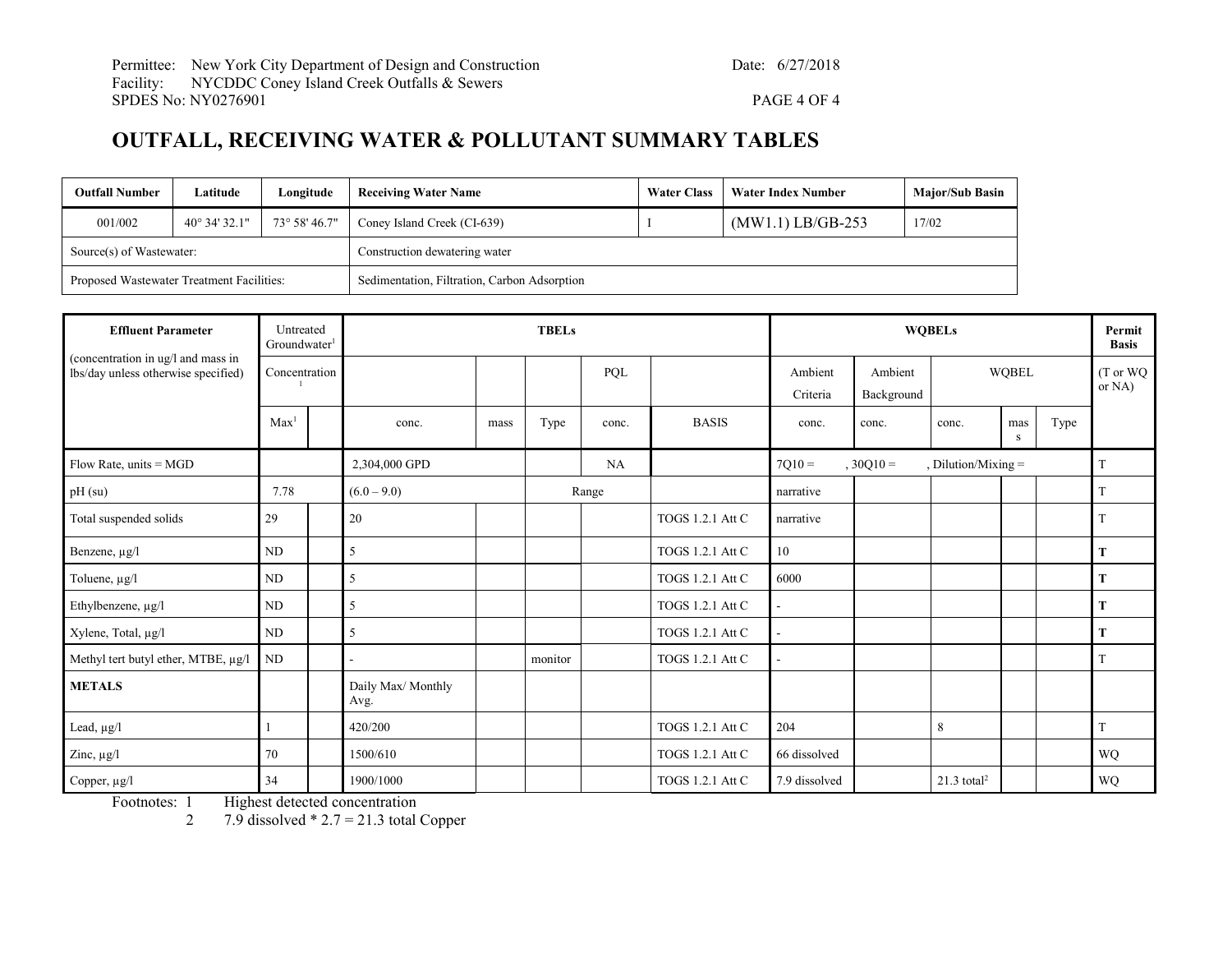Permittee: New York City Department of Design and Construction
Facility: NYCDDC Coney Island Creek Outfalls & Sewers
SPDES No: NY0276901

Date: 6/27/2018

# OUTFALL, RECEIVING WATER & POLLUTANT SUMMARY TABLES

| Outfall Number | Latitude | Longitude | Receiving Water Name | Water Class | Water Index Number | Major/Sub Basin |
|---|---|---|---|---|---|---|
| 001/002 | 40° 34' 32.1" | 73° 58' 46.7" | Coney Island Creek (CI-639) | I | (MW1.1) LB/GB-253 | 17/02 |
| Source(s) of Wastewater: | | | Construction dewatering water | | | |
| Proposed Wastewater Treatment Facilities: | | | Sedimentation, Filtration, Carbon Adsorption | | | |

| Effluent Parameter (concentration in ug/l and mass in lbs/day unless otherwise specified) | Untreated Groundwater[1] Concentration[1] | | TBELs | | | | | WQBELs | | | | | Permit Basis (T or WQ or NA) |
|---|---|---|---|---|---|---|---|---|---|---|---|---|---|
| | | | | | | PQL | | Ambient Criteria | Ambient Background | WQBEL | | | |
| | Max[1] | | conc. | mass | Type | conc. | BASIS | conc. | conc. | conc. | mass | Type | |
| Flow Rate, units = MGD | | | 2,304,000 GPD | | | NA | | 7Q10 = , 30Q10 = , Dilution/Mixing = | | | | | T |
| pH (su) | 7.78 | | (6.0 – 9.0) | | Range | | | narrative | | | | | T |
| Total suspended solids | 29 | | 20 | | | | TOGS 1.2.1 Att C | narrative | | | | | T |
| Benzene, µg/l | ND | | 5 | | | | TOGS 1.2.1 Att C | 10 | | | | | **T** |
| Toluene, µg/l | ND | | 5 | | | | TOGS 1.2.1 Att C | 6000 | | | | | **T** |
| Ethylbenzene, µg/l | ND | | 5 | | | | TOGS 1.2.1 Att C | - | | | | | **T** |
| Xylene, Total, µg/l | ND | | 5 | | | | TOGS 1.2.1 Att C | - | | | | | **T** |
| Methyl tert butyl ether, MTBE, µg/l | ND | | - | | monitor | | TOGS 1.2.1 Att C | - | | | | | T |
| **METALS** | | | Daily Max/ Monthly Avg. | | | | | | | | | | |
| Lead, µg/l | 1 | | 420/200 | | | | TOGS 1.2.1 Att C | 204 | | 8 | | | T |
| Zinc, µg/l | 70 | | 1500/610 | | | | TOGS 1.2.1 Att C | 66 dissolved | | | | | WQ |
| Copper, µg/l | 34 | | 1900/1000 | | | | TOGS 1.2.1 Att C | 7.9 dissolved | | 21.3 total[2] | | | WQ |

Footnotes: 1 Highest detected concentration
2 7.9 dissolved * 2.7 = 21.3 total Copper